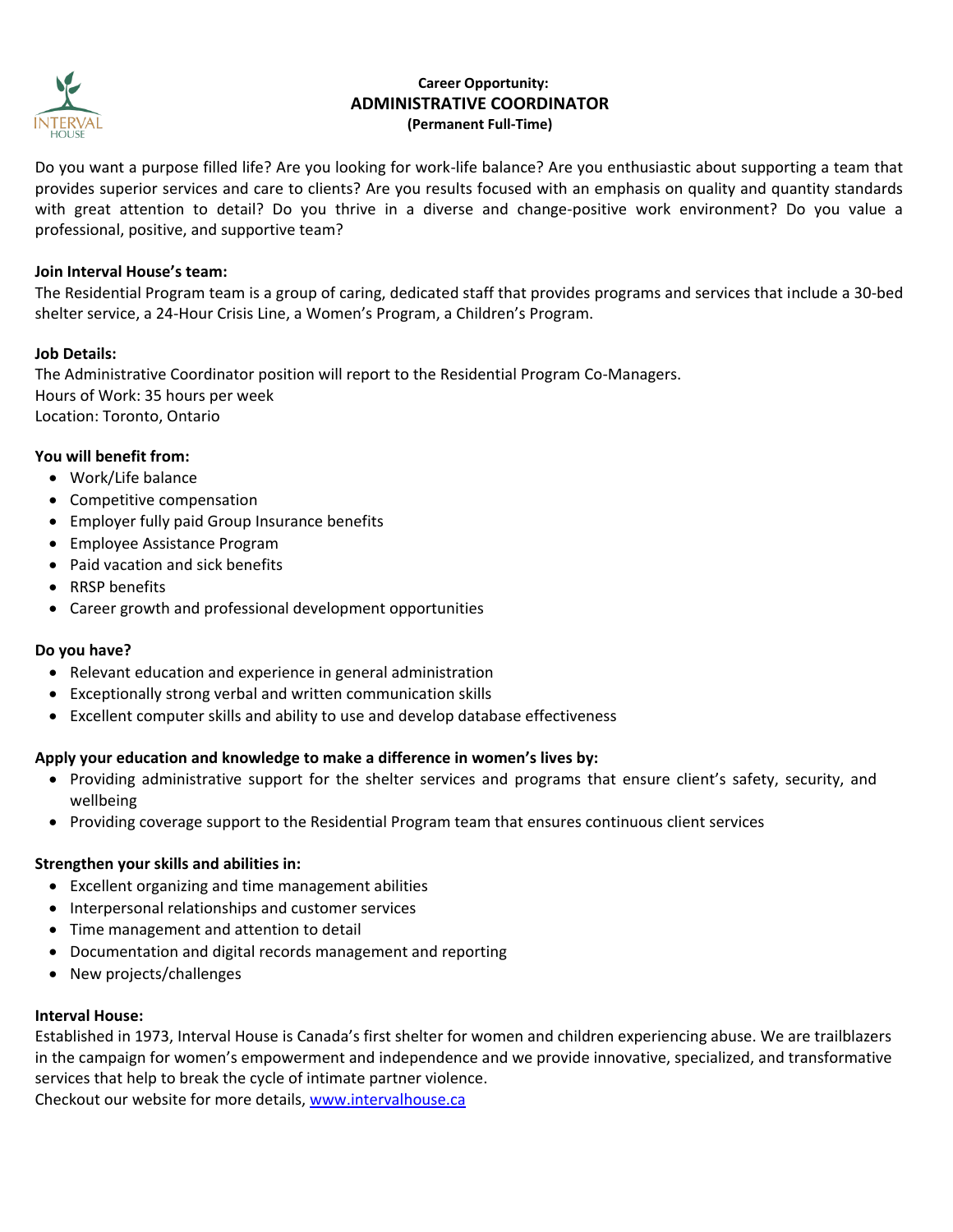**Career Opportunity:**

# ADMINISTRATIVE COORDINATOR

**(Permanent Full-Time)**

Do you want a purpose filled life? Are you looking for work-life balance? Are you enthusiastic about supporting a team that provides superior services and care to clients? Are you results focused with an emphasis on quality and quantity standards with great attention to detail? Do you thrive in a diverse and change-positive work environment? Do you value a professional, positive, and supportive team?

**Join Interval House's team:**

The Residential Program team is a group of caring, dedicated staff that provides programs and services that include a 30-bed shelter service, a 24-Hour Crisis Line, a Women's Program, a Children's Program.

**Job Details:**

The Administrative Coordinator position will report to the Residential Program Co-Managers.
Hours of Work: 35 hours per week
Location: Toronto, Ontario

**You will benefit from:**

- Work/Life balance
- Competitive compensation
- Employer fully paid Group Insurance benefits
- Employee Assistance Program
- Paid vacation and sick benefits
- RRSP benefits
- Career growth and professional development opportunities

**Do you have?**

- Relevant education and experience in general administration
- Exceptionally strong verbal and written communication skills
- Excellent computer skills and ability to use and develop database effectiveness

**Apply your education and knowledge to make a difference in women's lives by:**

- Providing administrative support for the shelter services and programs that ensure client's safety, security, and wellbeing
- Providing coverage support to the Residential Program team that ensures continuous client services

**Strengthen your skills and abilities in:**

- Excellent organizing and time management abilities
- Interpersonal relationships and customer services
- Time management and attention to detail
- Documentation and digital records management and reporting
- New projects/challenges

**Interval House:**

Established in 1973, Interval House is Canada's first shelter for women and children experiencing abuse. We are trailblazers in the campaign for women's empowerment and independence and we provide innovative, specialized, and transformative services that help to break the cycle of intimate partner violence.
Checkout our website for more details, [www.intervalhouse.ca](http://www.intervalhouse.ca)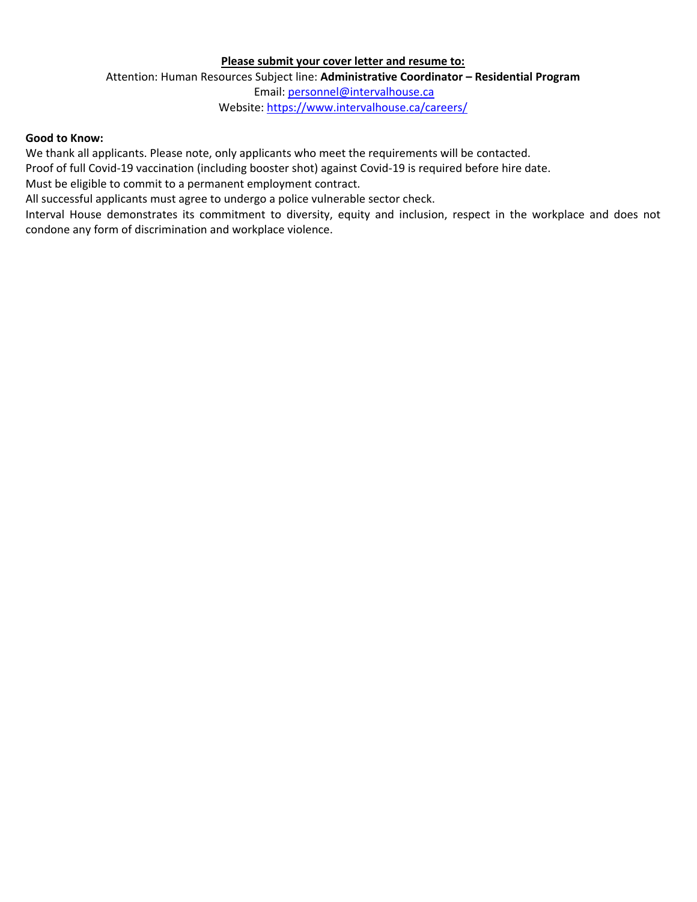**<u>Please submit your cover letter and resume to:</u>**

Attention: Human Resources Subject line: **Administrative Coordinator – Residential Program**

Email: [personnel@intervalhouse.ca](mailto:personnel@intervalhouse.ca)

Website: [https://www.intervalhouse.ca/careers/](https://www.intervalhouse.ca/careers/)

**Good to Know:**

We thank all applicants. Please note, only applicants who meet the requirements will be contacted.

Proof of full Covid-19 vaccination (including booster shot) against Covid-19 is required before hire date.

Must be eligible to commit to a permanent employment contract.

All successful applicants must agree to undergo a police vulnerable sector check.

Interval House demonstrates its commitment to diversity, equity and inclusion, respect in the workplace and does not condone any form of discrimination and workplace violence.